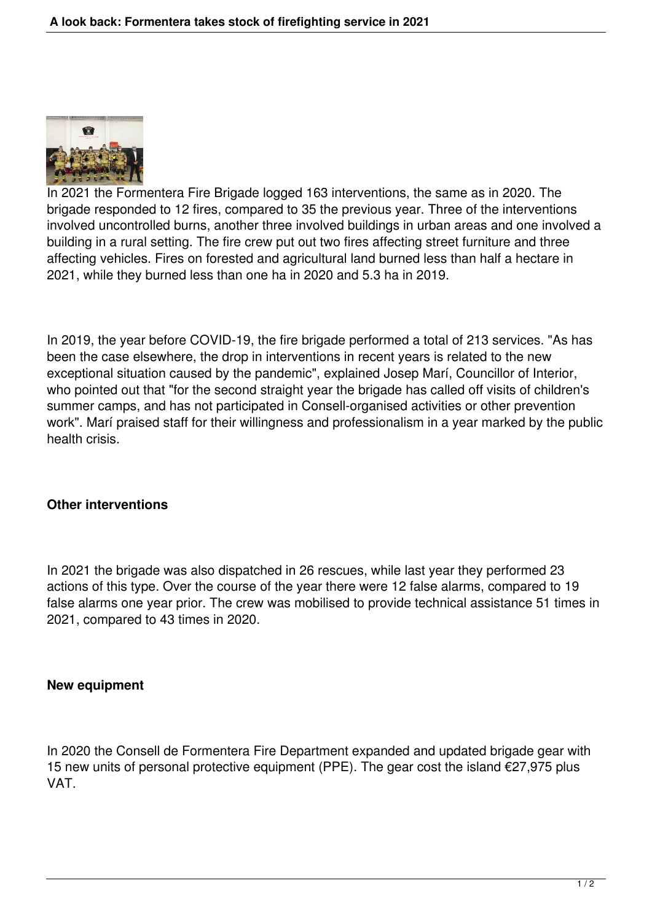In 2021 the Formentera Fire Brigade logged 163 interventions, the same as in 2020. The brigade responded to 12 fires, compared to 35 the previous year. Three of the interventions involved uncontrolled burns, another three involved buildings in urban areas and one involved a building in a rural setting. The fire crew put out two fires affecting street furniture and three affecting vehicles. Fires on forested and agricultural land burned less than half a hectare in 2021, while they burned less than one ha in 2020 and 5.3 ha in 2019.

In 2019, the year before COVID-19, the fire brigade performed a total of 213 services. "As has been the case elsewhere, the drop in interventions in recent years is related to the new exceptional situation caused by the pandemic", explained Josep Marí, Councillor of Interior, who pointed out that "for the second straight year the brigade has called off visits of children's summer camps, and has not participated in Consell-organised activities or other prevention work". Marí praised staff for their willingness and professionalism in a year marked by the public health crisis.

**Other interventions**

In 2021 the brigade was also dispatched in 26 rescues, while last year they performed 23 actions of this type. Over the course of the year there were 12 false alarms, compared to 19 false alarms one year prior. The crew was mobilised to provide technical assistance 51 times in 2021, compared to 43 times in 2020.

**New equipment**

In 2020 the Consell de Formentera Fire Department expanded and updated brigade gear with 15 new units of personal protective equipment (PPE). The gear cost the island €27,975 plus VAT.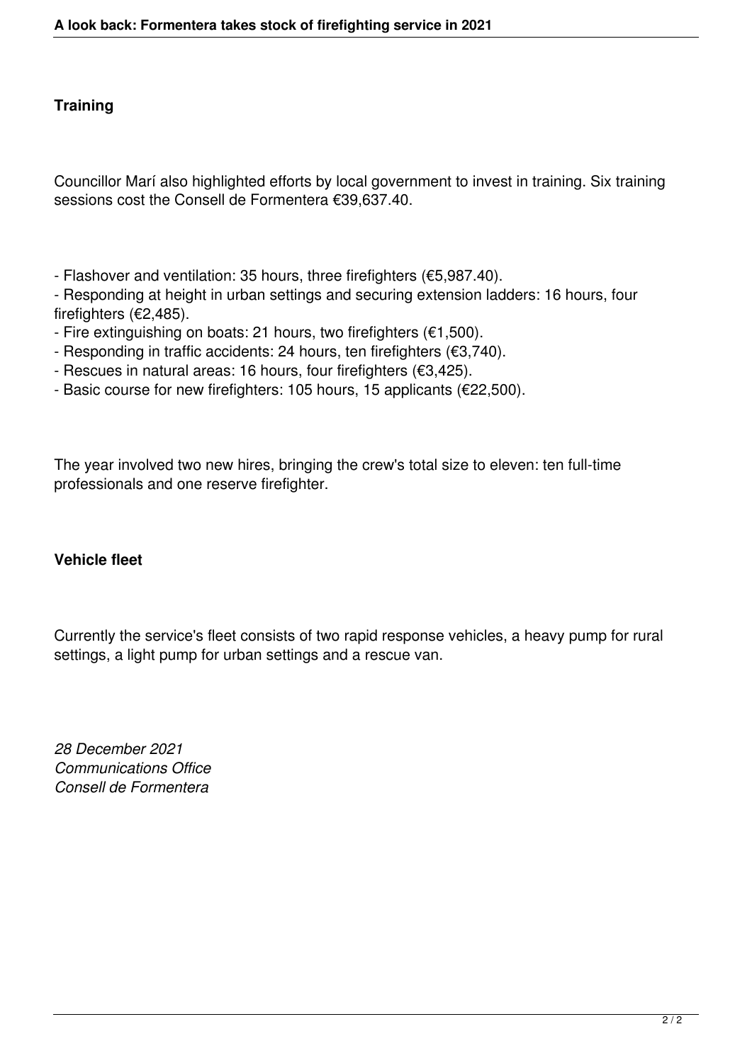## Training

Councillor Marí also highlighted efforts by local government to invest in training. Six training sessions cost the Consell de Formentera €39,637.40.

- Flashover and ventilation: 35 hours, three firefighters (€5,987.40).
- Responding at height in urban settings and securing extension ladders: 16 hours, four firefighters (€2,485).
- Fire extinguishing on boats: 21 hours, two firefighters (€1,500).
- Responding in traffic accidents: 24 hours, ten firefighters (€3,740).
- Rescues in natural areas: 16 hours, four firefighters (€3,425).
- Basic course for new firefighters: 105 hours, 15 applicants (€22,500).

The year involved two new hires, bringing the crew's total size to eleven: ten full-time professionals and one reserve firefighter.

## Vehicle fleet

Currently the service's fleet consists of two rapid response vehicles, a heavy pump for rural settings, a light pump for urban settings and a rescue van.

*28 December 2021*
*Communications Office*
*Consell de Formentera*